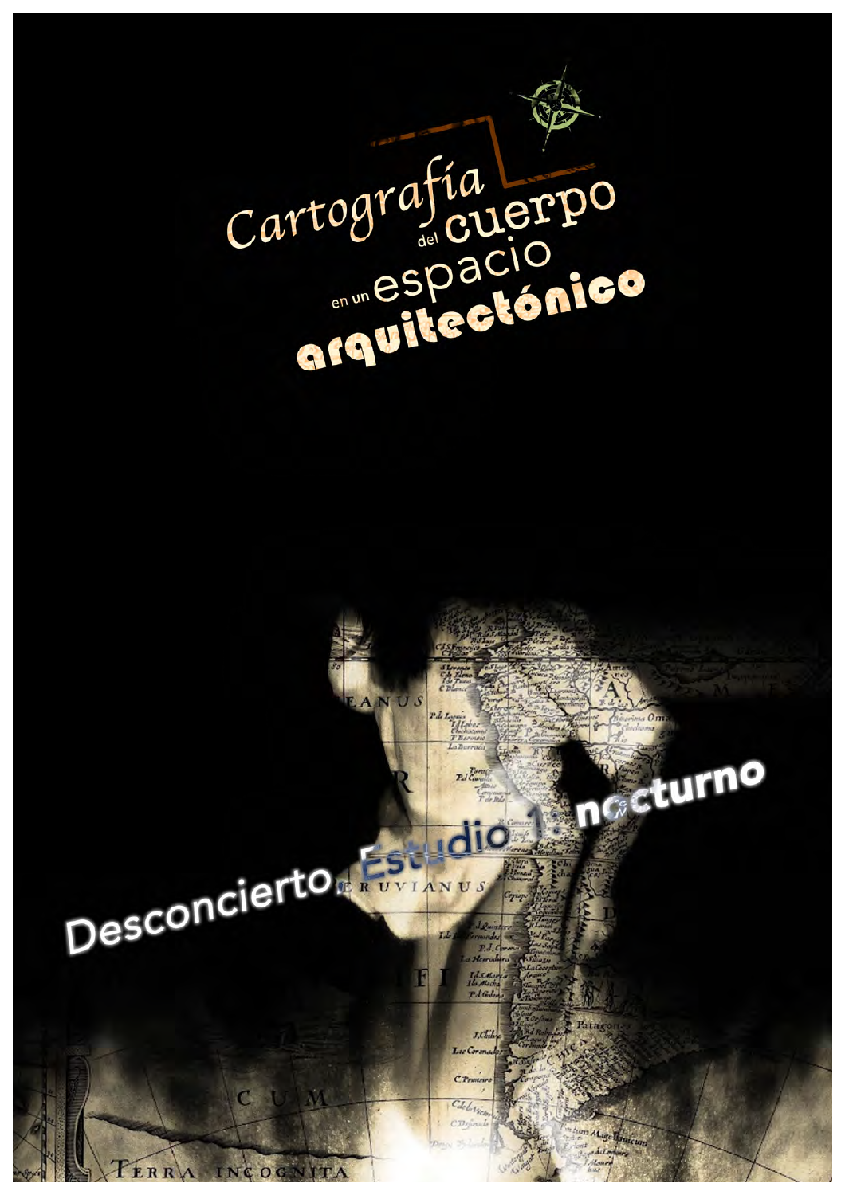# Cartografía del cuerpo en un espacio arquitectónico

## Desconcierto. Estudio 1: nocturno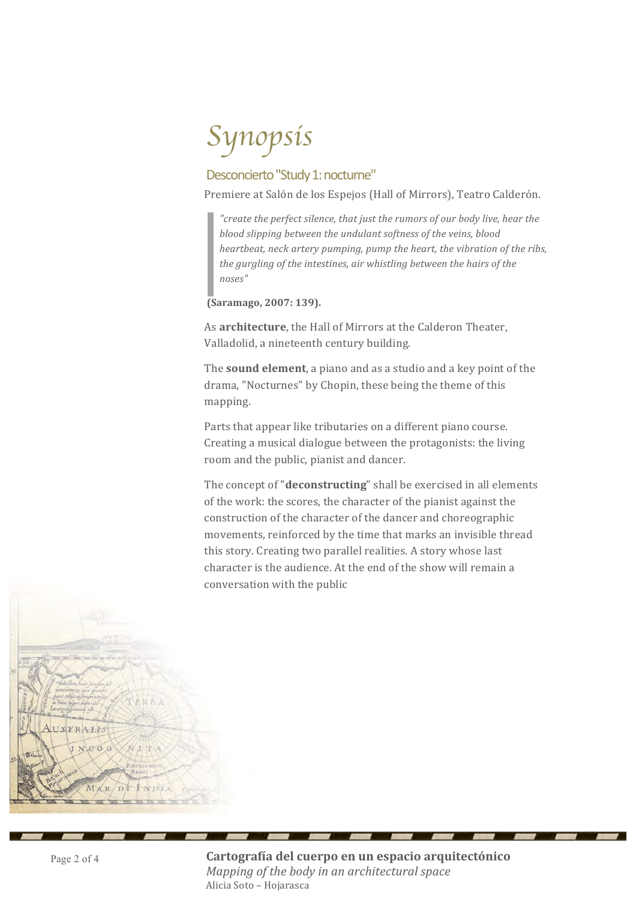# Synopsis

## Desconcierto "Study 1: nocturne"

Premiere at Salón de los Espejos (Hall of Mirrors), Teatro Calderón.

> *"create the perfect silence, that just the rumors of our body live, hear the blood slipping between the undulant softness of the veins, blood heartbeat, neck artery pumping, pump the heart, the vibration of the ribs, the gurgling of the intestines, air whistling between the hairs of the noses"*

**(Saramago, 2007: 139).**

As **architecture**, the Hall of Mirrors at the Calderon Theater, Valladolid, a nineteenth century building.

The **sound element**, a piano and as a studio and a key point of the drama, "Nocturnes" by Chopin, these being the theme of this mapping.

Parts that appear like tributaries on a different piano course. Creating a musical dialogue between the protagonists: the living room and the public, pianist and dancer.

The concept of "**deconstructing**" shall be exercised in all elements of the work: the scores, the character of the pianist against the construction of the character of the dancer and choreographic movements, reinforced by the time that marks an invisible thread this story. Creating two parallel realities. A story whose last character is the audience. At the end of the show will remain a conversation with the public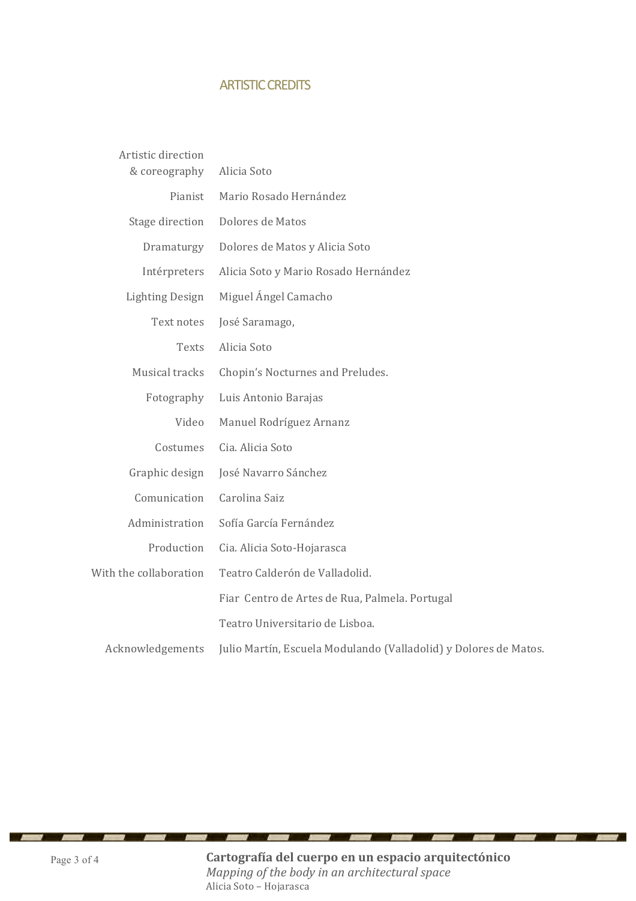## ARTISTIC CREDITS

| | |
|---|---|
| Artistic direction & coreography | Alicia Soto |
| Pianist | Mario Rosado Hernández |
| Stage direction | Dolores de Matos |
| Dramaturgy | Dolores de Matos y Alicia Soto |
| Intérpreters | Alicia Soto y Mario Rosado Hernández |
| Lighting Design | Miguel Ángel Camacho |
| Text notes | José Saramago, |
| Texts | Alicia Soto |
| Musical tracks | Chopin's Nocturnes and Preludes. |
| Fotography | Luis Antonio Barajas |
| Video | Manuel Rodríguez Arnanz |
| Costumes | Cia. Alicia Soto |
| Graphic design | José Navarro Sánchez |
| Comunication | Carolina Saiz |
| Administration | Sofía García Fernández |
| Production | Cia. Alicia Soto-Hojarasca |
| With the collaboration | Teatro Calderón de Valladolid. |
| | Fiar Centro de Artes de Rua, Palmela. Portugal |
| | Teatro Universitario de Lisboa. |
| Acknowledgements | Julio Martín, Escuela Modulando (Valladolid) y Dolores de Matos. |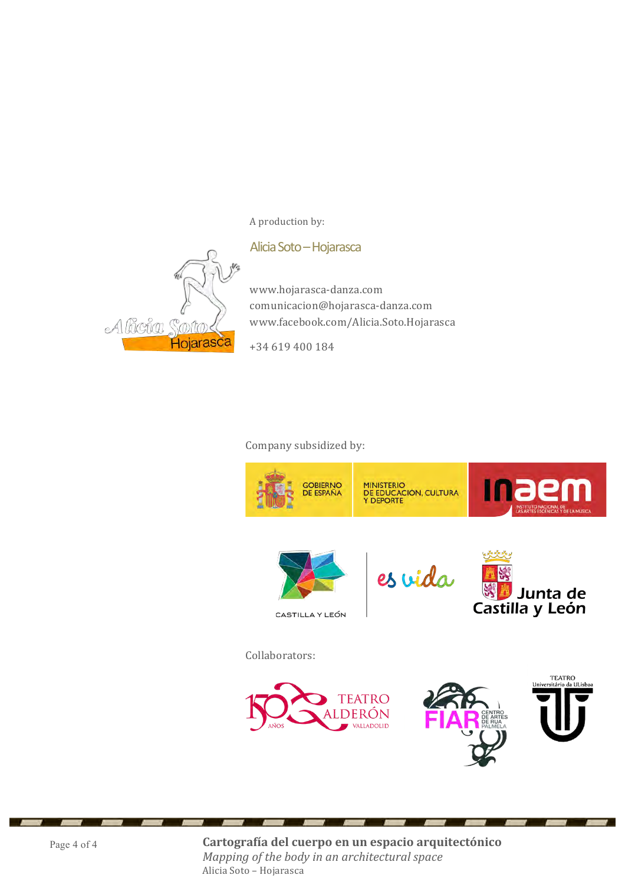A production by:

Alicia Soto – Hojarasca

www.hojarasca-danza.com
comunicacion@hojarasca-danza.com
www.facebook.com/Alicia.Soto.Hojarasca

+34 619 400 184

Company subsidized by:

Collaborators: